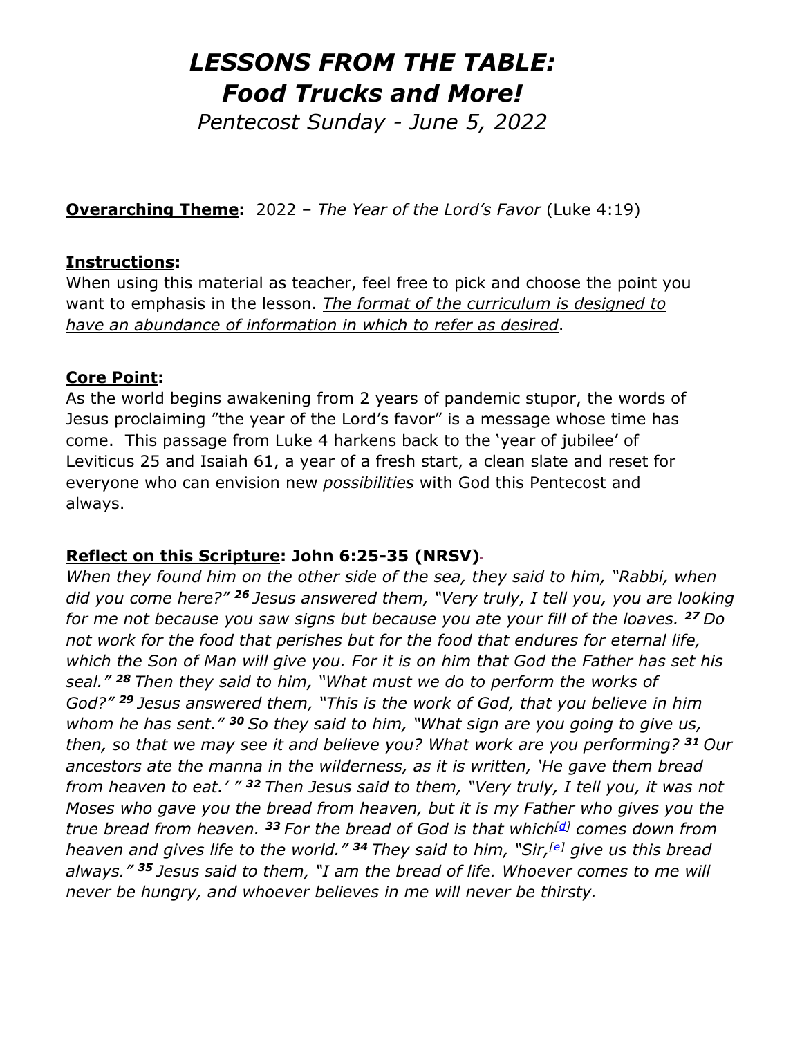# *LESSONS FROM THE TABLE: Food Trucks and More!*

*Pentecost Sunday - June 5, 2022*

**Overarching Theme:** 2022 – *The Year of the Lord's Favor* (Luke 4:19)

**Instructions:**
When using this material as teacher, feel free to pick and choose the point you want to emphasis in the lesson. *The format of the curriculum is designed to have an abundance of information in which to refer as desired*.

**Core Point:**
As the world begins awakening from 2 years of pandemic stupor, the words of Jesus proclaiming "the year of the Lord's favor" is a message whose time has come. This passage from Luke 4 harkens back to the 'year of jubilee' of Leviticus 25 and Isaiah 61, a year of a fresh start, a clean slate and reset for everyone who can envision new *possibilities* with God this Pentecost and always.

**Reflect on this Scripture: John 6:25-35 (NRSV)**
*When they found him on the other side of the sea, they said to him, "Rabbi, when did you come here?"* ***26*** *Jesus answered them, "Very truly, I tell you, you are looking for me not because you saw signs but because you ate your fill of the loaves.* ***27*** *Do not work for the food that perishes but for the food that endures for eternal life, which the Son of Man will give you. For it is on him that God the Father has set his seal."* ***28*** *Then they said to him, "What must we do to perform the works of God?"* ***29*** *Jesus answered them, "This is the work of God, that you believe in him whom he has sent."* ***30*** *So they said to him, "What sign are you going to give us, then, so that we may see it and believe you? What work are you performing?* ***31*** *Our ancestors ate the manna in the wilderness, as it is written, 'He gave them bread from heaven to eat.' "* ***32*** *Then Jesus said to them, "Very truly, I tell you, it was not Moses who gave you the bread from heaven, but it is my Father who gives you the true bread from heaven.* ***33*** *For the bread of God is that which*[d] *comes down from heaven and gives life to the world."* ***34*** *They said to him, "Sir,*[e] *give us this bread always."* ***35*** *Jesus said to them, "I am the bread of life. Whoever comes to me will never be hungry, and whoever believes in me will never be thirsty.*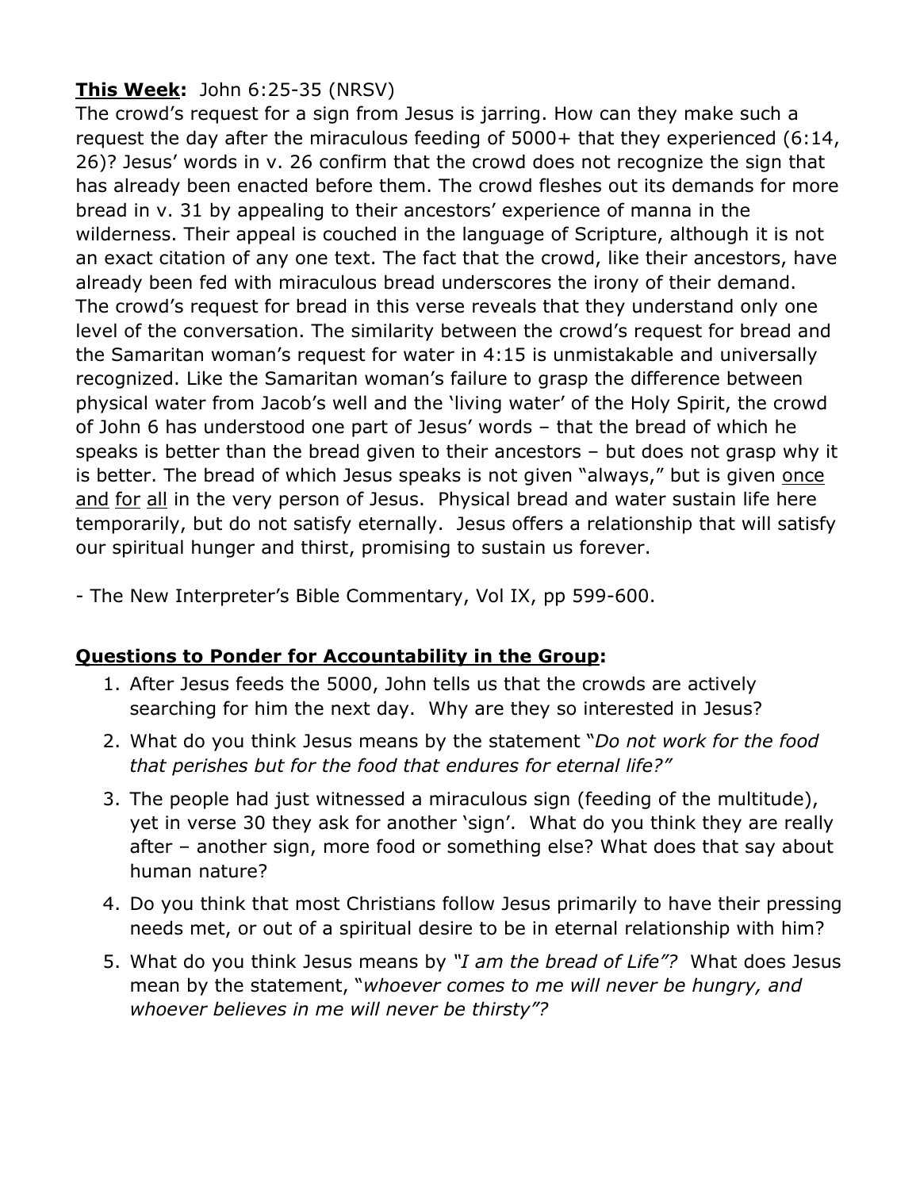**<u>This Week</u>:** John 6:25-35 (NRSV)

The crowd's request for a sign from Jesus is jarring. How can they make such a request the day after the miraculous feeding of 5000+ that they experienced (6:14, 26)? Jesus' words in v. 26 confirm that the crowd does not recognize the sign that has already been enacted before them. The crowd fleshes out its demands for more bread in v. 31 by appealing to their ancestors' experience of manna in the wilderness. Their appeal is couched in the language of Scripture, although it is not an exact citation of any one text. The fact that the crowd, like their ancestors, have already been fed with miraculous bread underscores the irony of their demand. The crowd's request for bread in this verse reveals that they understand only one level of the conversation. The similarity between the crowd's request for bread and the Samaritan woman's request for water in 4:15 is unmistakable and universally recognized. Like the Samaritan woman's failure to grasp the difference between physical water from Jacob's well and the 'living water' of the Holy Spirit, the crowd of John 6 has understood one part of Jesus' words – that the bread of which he speaks is better than the bread given to their ancestors – but does not grasp why it is better. The bread of which Jesus speaks is not given "always," but is given <u>once</u> <u>and</u> <u>for</u> <u>all</u> in the very person of Jesus. Physical bread and water sustain life here temporarily, but do not satisfy eternally. Jesus offers a relationship that will satisfy our spiritual hunger and thirst, promising to sustain us forever.

- The New Interpreter's Bible Commentary, Vol IX, pp 599-600.

**<u>Questions to Ponder for Accountability in the Group</u>:**

1. After Jesus feeds the 5000, John tells us that the crowds are actively searching for him the next day. Why are they so interested in Jesus?
2. What do you think Jesus means by the statement "*Do not work for the food that perishes but for the food that endures for eternal life?"*
3. The people had just witnessed a miraculous sign (feeding of the multitude), yet in verse 30 they ask for another 'sign'. What do you think they are really after – another sign, more food or something else? What does that say about human nature?
4. Do you think that most Christians follow Jesus primarily to have their pressing needs met, or out of a spiritual desire to be in eternal relationship with him?
5. What do you think Jesus means by *"I am the bread of Life"?* What does Jesus mean by the statement, "*whoever comes to me will never be hungry, and whoever believes in me will never be thirsty"?*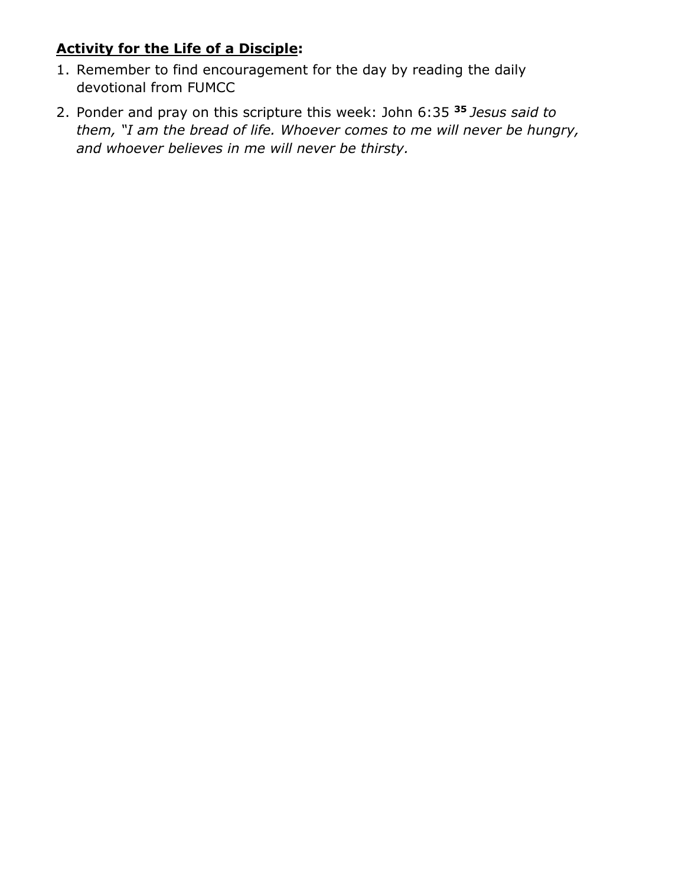**<u>Activity for the Life of a Disciple</u>:**

1. Remember to find encouragement for the day by reading the daily devotional from FUMCC
2. Ponder and pray on this scripture this week: John 6:35 **35** *Jesus said to them, "I am the bread of life. Whoever comes to me will never be hungry, and whoever believes in me will never be thirsty.*